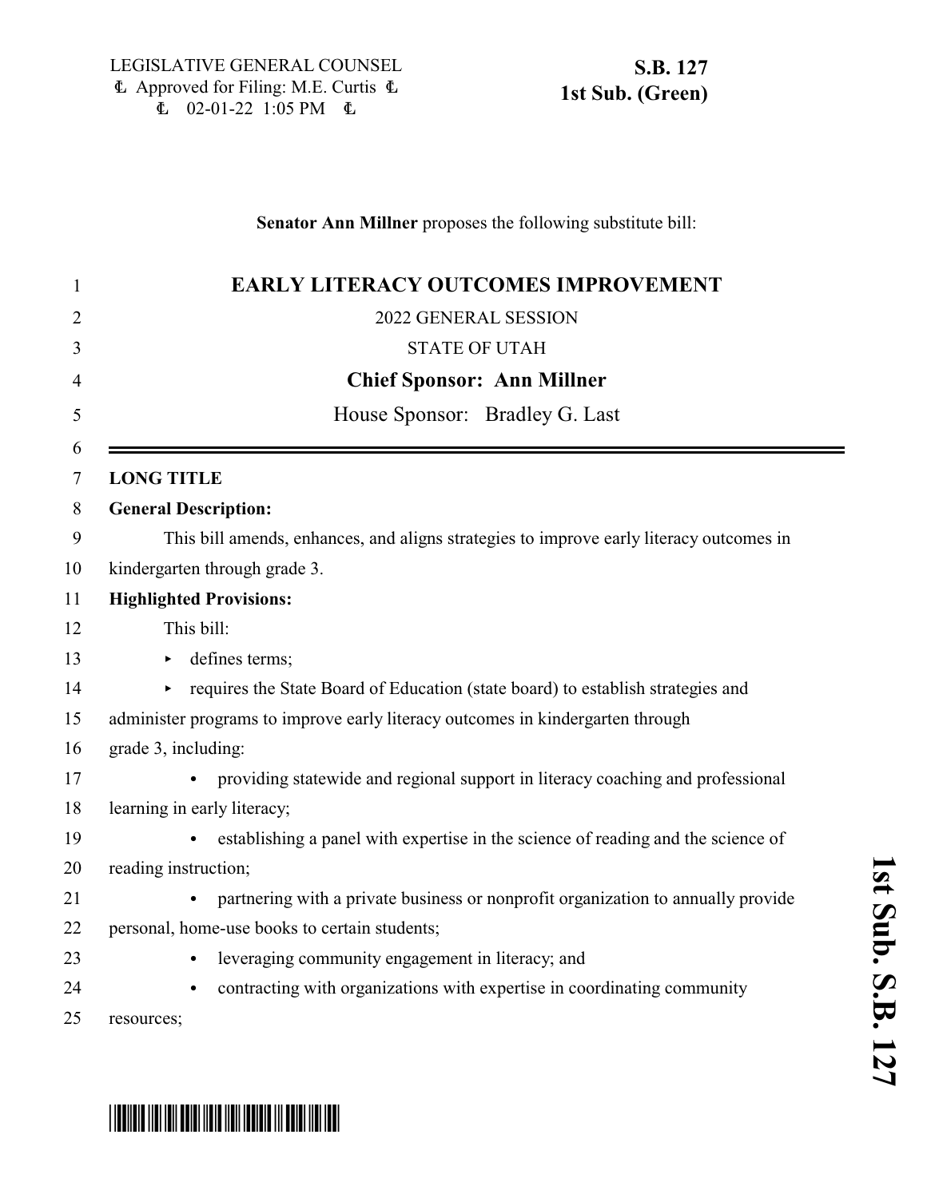LEGISLATIVE GENERAL COUNSEL
Approved for Filing: M.E. Curtis
02-01-22 1:05 PM

**S.B. 127**
**1st Sub. (Green)**

**Senator Ann Millner** proposes the following substitute bill:

# EARLY LITERACY OUTCOMES IMPROVEMENT

2022 GENERAL SESSION

STATE OF UTAH

**Chief Sponsor: Ann Millner**

House Sponsor: Bradley G. Last

**LONG TITLE**

**General Description:**

This bill amends, enhances, and aligns strategies to improve early literacy outcomes in kindergarten through grade 3.

**Highlighted Provisions:**

This bill:

- defines terms;
- requires the State Board of Education (state board) to establish strategies and administer programs to improve early literacy outcomes in kindergarten through grade 3, including:
  - providing statewide and regional support in literacy coaching and professional learning in early literacy;
  - establishing a panel with expertise in the science of reading and the science of reading instruction;
  - partnering with a private business or nonprofit organization to annually provide personal, home-use books to certain students;
  - leveraging community engagement in literacy; and
  - contracting with organizations with expertise in coordinating community resources;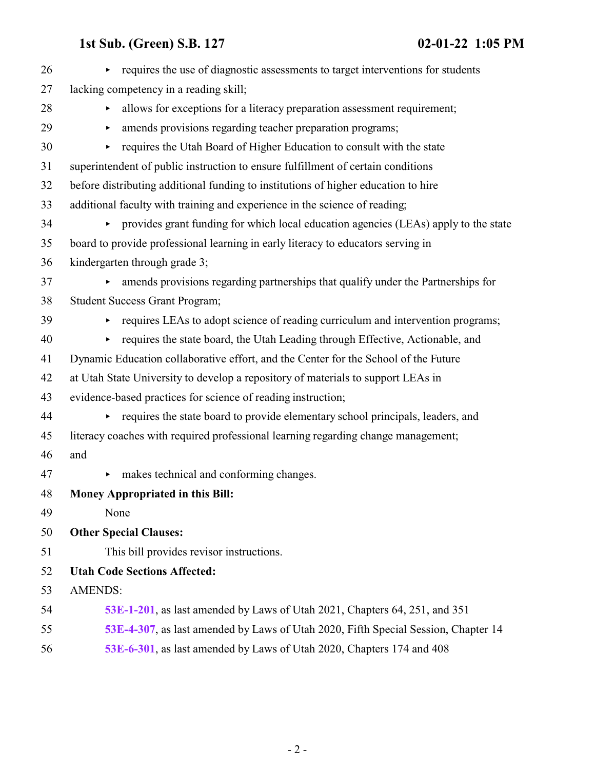- requires the use of diagnostic assessments to target interventions for students lacking competency in a reading skill;
- allows for exceptions for a literacy preparation assessment requirement;
- amends provisions regarding teacher preparation programs;
- requires the Utah Board of Higher Education to consult with the state superintendent of public instruction to ensure fulfillment of certain conditions before distributing additional funding to institutions of higher education to hire additional faculty with training and experience in the science of reading;
- provides grant funding for which local education agencies (LEAs) apply to the state board to provide professional learning in early literacy to educators serving in kindergarten through grade 3;
- amends provisions regarding partnerships that qualify under the Partnerships for Student Success Grant Program;
- requires LEAs to adopt science of reading curriculum and intervention programs;
- requires the state board, the Utah Leading through Effective, Actionable, and Dynamic Education collaborative effort, and the Center for the School of the Future at Utah State University to develop a repository of materials to support LEAs in evidence-based practices for science of reading instruction;
- requires the state board to provide elementary school principals, leaders, and literacy coaches with required professional learning regarding change management; and
- makes technical and conforming changes.

**Money Appropriated in this Bill:**

None

**Other Special Clauses:**

This bill provides revisor instructions.

**Utah Code Sections Affected:**

AMENDS:

**53E-1-201**, as last amended by Laws of Utah 2021, Chapters 64, 251, and 351

**53E-4-307**, as last amended by Laws of Utah 2020, Fifth Special Session, Chapter 14

**53E-6-301**, as last amended by Laws of Utah 2020, Chapters 174 and 408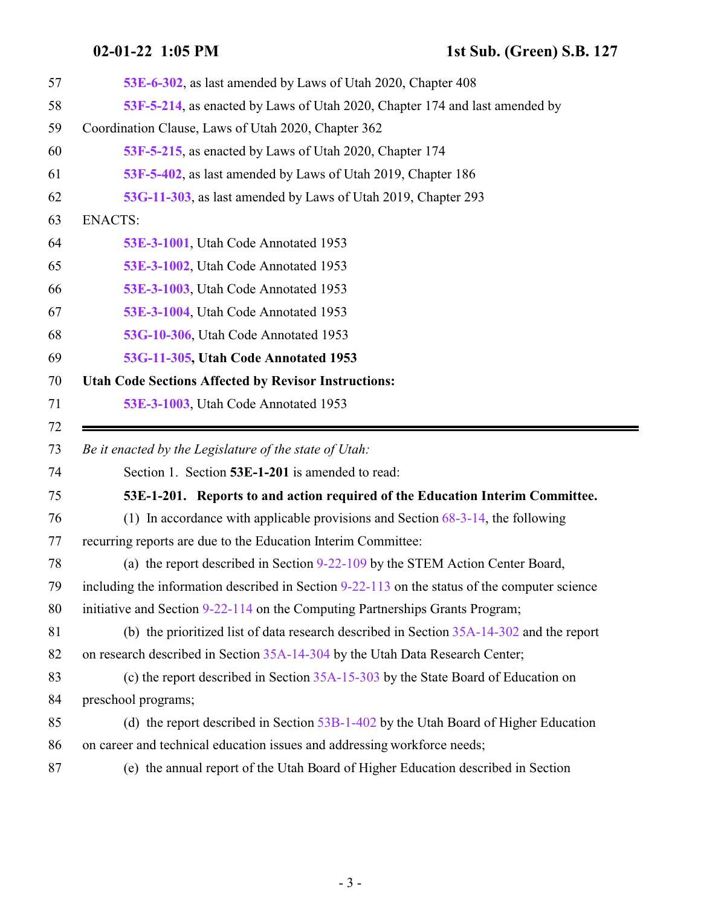53E-6-302, as last amended by Laws of Utah 2020, Chapter 408

53F-5-214, as enacted by Laws of Utah 2020, Chapter 174 and last amended by Coordination Clause, Laws of Utah 2020, Chapter 362

53F-5-215, as enacted by Laws of Utah 2020, Chapter 174

53F-5-402, as last amended by Laws of Utah 2019, Chapter 186

53G-11-303, as last amended by Laws of Utah 2019, Chapter 293

ENACTS:

53E-3-1001, Utah Code Annotated 1953

53E-3-1002, Utah Code Annotated 1953

53E-3-1003, Utah Code Annotated 1953

53E-3-1004, Utah Code Annotated 1953

53G-10-306, Utah Code Annotated 1953

**53G-11-305, Utah Code Annotated 1953**

**Utah Code Sections Affected by Revisor Instructions:**

53E-3-1003, Utah Code Annotated 1953

---

*Be it enacted by the Legislature of the state of Utah:*

Section 1. Section **53E-1-201** is amended to read:

**53E-1-201. Reports to and action required of the Education Interim Committee.**

(1) In accordance with applicable provisions and Section 68-3-14, the following recurring reports are due to the Education Interim Committee:

(a) the report described in Section 9-22-109 by the STEM Action Center Board, including the information described in Section 9-22-113 on the status of the computer science initiative and Section 9-22-114 on the Computing Partnerships Grants Program;

(b) the prioritized list of data research described in Section 35A-14-302 and the report on research described in Section 35A-14-304 by the Utah Data Research Center;

(c) the report described in Section 35A-15-303 by the State Board of Education on preschool programs;

(d) the report described in Section 53B-1-402 by the Utah Board of Higher Education on career and technical education issues and addressing workforce needs;

(e) the annual report of the Utah Board of Higher Education described in Section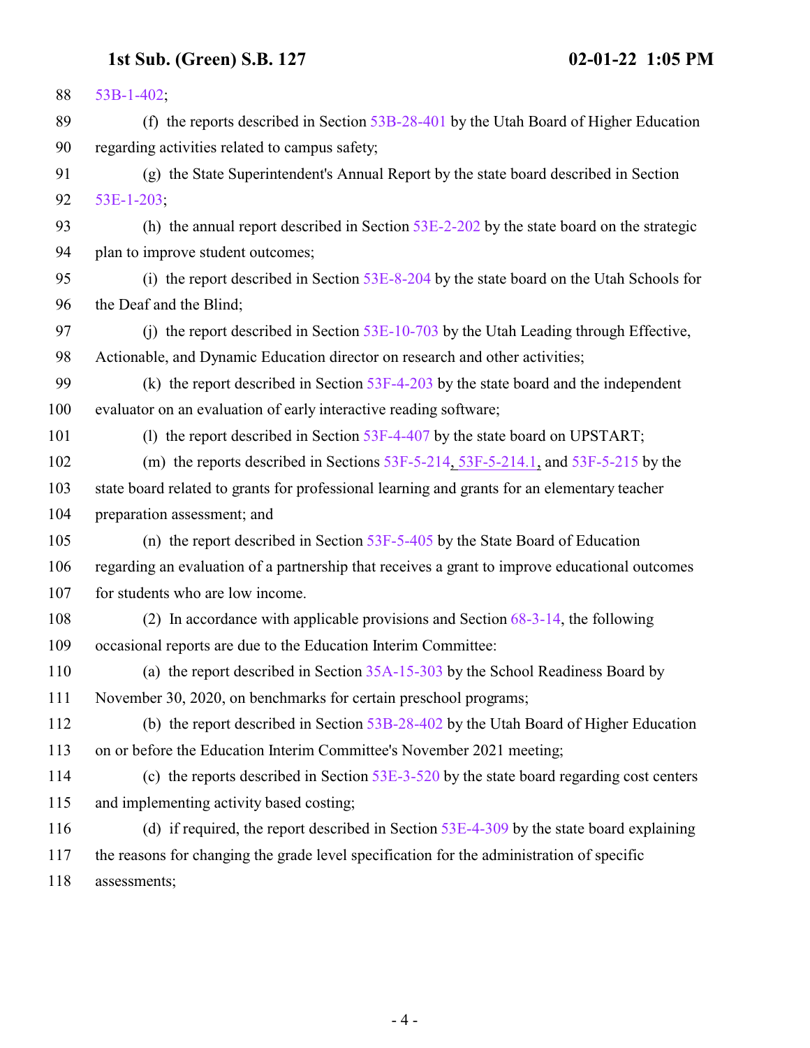53B-1-402;

(f) the reports described in Section 53B-28-401 by the Utah Board of Higher Education regarding activities related to campus safety;

(g) the State Superintendent's Annual Report by the state board described in Section 53E-1-203;

(h) the annual report described in Section 53E-2-202 by the state board on the strategic plan to improve student outcomes;

(i) the report described in Section 53E-8-204 by the state board on the Utah Schools for the Deaf and the Blind;

(j) the report described in Section 53E-10-703 by the Utah Leading through Effective, Actionable, and Dynamic Education director on research and other activities;

(k) the report described in Section 53F-4-203 by the state board and the independent evaluator on an evaluation of early interactive reading software;

(l) the report described in Section 53F-4-407 by the state board on UPSTART;

(m) the reports described in Sections 53F-5-214, 53F-5-214.1, and 53F-5-215 by the state board related to grants for professional learning and grants for an elementary teacher preparation assessment; and

(n) the report described in Section 53F-5-405 by the State Board of Education regarding an evaluation of a partnership that receives a grant to improve educational outcomes for students who are low income.

(2) In accordance with applicable provisions and Section 68-3-14, the following occasional reports are due to the Education Interim Committee:

(a) the report described in Section 35A-15-303 by the School Readiness Board by November 30, 2020, on benchmarks for certain preschool programs;

(b) the report described in Section 53B-28-402 by the Utah Board of Higher Education on or before the Education Interim Committee's November 2021 meeting;

(c) the reports described in Section 53E-3-520 by the state board regarding cost centers and implementing activity based costing;

(d) if required, the report described in Section 53E-4-309 by the state board explaining the reasons for changing the grade level specification for the administration of specific assessments;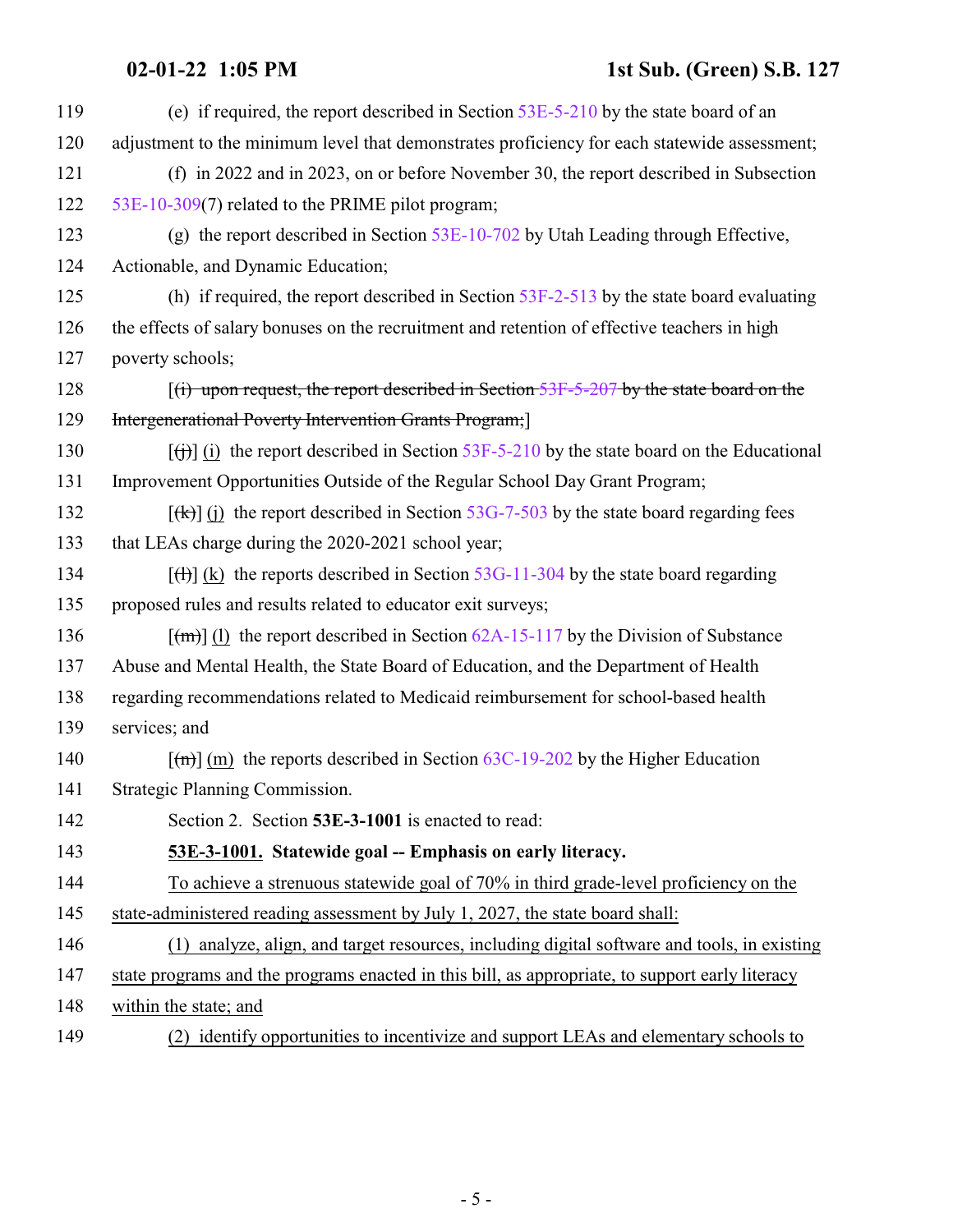119 (e) if required, the report described in Section 53E-5-210 by the state board of an
120 adjustment to the minimum level that demonstrates proficiency for each statewide assessment;
121 (f) in 2022 and in 2023, on or before November 30, the report described in Subsection
122 53E-10-309(7) related to the PRIME pilot program;
123 (g) the report described in Section 53E-10-702 by Utah Leading through Effective,
124 Actionable, and Dynamic Education;
125 (h) if required, the report described in Section 53F-2-513 by the state board evaluating
126 the effects of salary bonuses on the recruitment and retention of effective teachers in high
127 poverty schools;
128 [~~(i) upon request, the report described in Section 53F-5-207 by the state board on the~~
129 ~~Intergenerational Poverty Intervention Grants Program;~~]
130 [~~(j)~~] (i) the report described in Section 53F-5-210 by the state board on the Educational
131 Improvement Opportunities Outside of the Regular School Day Grant Program;
132 [~~(k)~~] (j) the report described in Section 53G-7-503 by the state board regarding fees
133 that LEAs charge during the 2020-2021 school year;
134 [~~(l)~~] (k) the reports described in Section 53G-11-304 by the state board regarding
135 proposed rules and results related to educator exit surveys;
136 [~~(m)~~] (l) the report described in Section 62A-15-117 by the Division of Substance
137 Abuse and Mental Health, the State Board of Education, and the Department of Health
138 regarding recommendations related to Medicaid reimbursement for school-based health
139 services; and
140 [~~(n)~~] (m) the reports described in Section 63C-19-202 by the Higher Education
141 Strategic Planning Commission.
142 Section 2. Section **53E-3-1001** is enacted to read:
143 **53E-3-1001. Statewide goal -- Emphasis on early literacy.**
144 To achieve a strenuous statewide goal of 70% in third grade-level proficiency on the
145 state-administered reading assessment by July 1, 2027, the state board shall:
146 (1) analyze, align, and target resources, including digital software and tools, in existing
147 state programs and the programs enacted in this bill, as appropriate, to support early literacy
148 within the state; and
149 (2) identify opportunities to incentivize and support LEAs and elementary schools to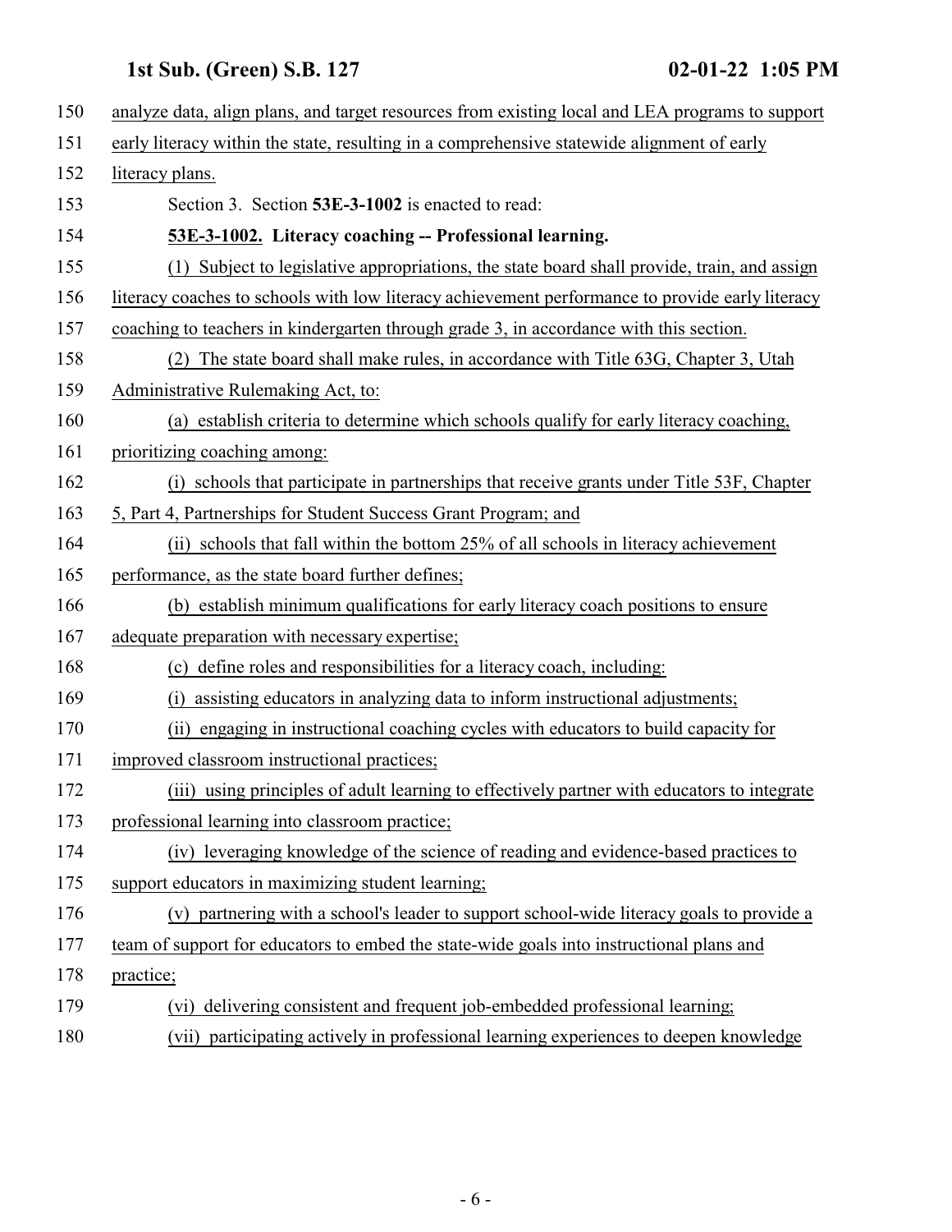analyze data, align plans, and target resources from existing local and LEA programs to support early literacy within the state, resulting in a comprehensive statewide alignment of early literacy plans.

Section 3. Section **53E-3-1002** is enacted to read:

**53E-3-1002. Literacy coaching -- Professional learning.**

(1) Subject to legislative appropriations, the state board shall provide, train, and assign literacy coaches to schools with low literacy achievement performance to provide early literacy coaching to teachers in kindergarten through grade 3, in accordance with this section.

(2) The state board shall make rules, in accordance with Title 63G, Chapter 3, Utah Administrative Rulemaking Act, to:

(a) establish criteria to determine which schools qualify for early literacy coaching, prioritizing coaching among:

(i) schools that participate in partnerships that receive grants under Title 53F, Chapter 5, Part 4, Partnerships for Student Success Grant Program; and

(ii) schools that fall within the bottom 25% of all schools in literacy achievement performance, as the state board further defines;

(b) establish minimum qualifications for early literacy coach positions to ensure adequate preparation with necessary expertise;

(c) define roles and responsibilities for a literacy coach, including:

(i) assisting educators in analyzing data to inform instructional adjustments;

(ii) engaging in instructional coaching cycles with educators to build capacity for improved classroom instructional practices;

(iii) using principles of adult learning to effectively partner with educators to integrate professional learning into classroom practice;

(iv) leveraging knowledge of the science of reading and evidence-based practices to support educators in maximizing student learning;

(v) partnering with a school's leader to support school-wide literacy goals to provide a team of support for educators to embed the state-wide goals into instructional plans and practice;

(vi) delivering consistent and frequent job-embedded professional learning;

(vii) participating actively in professional learning experiences to deepen knowledge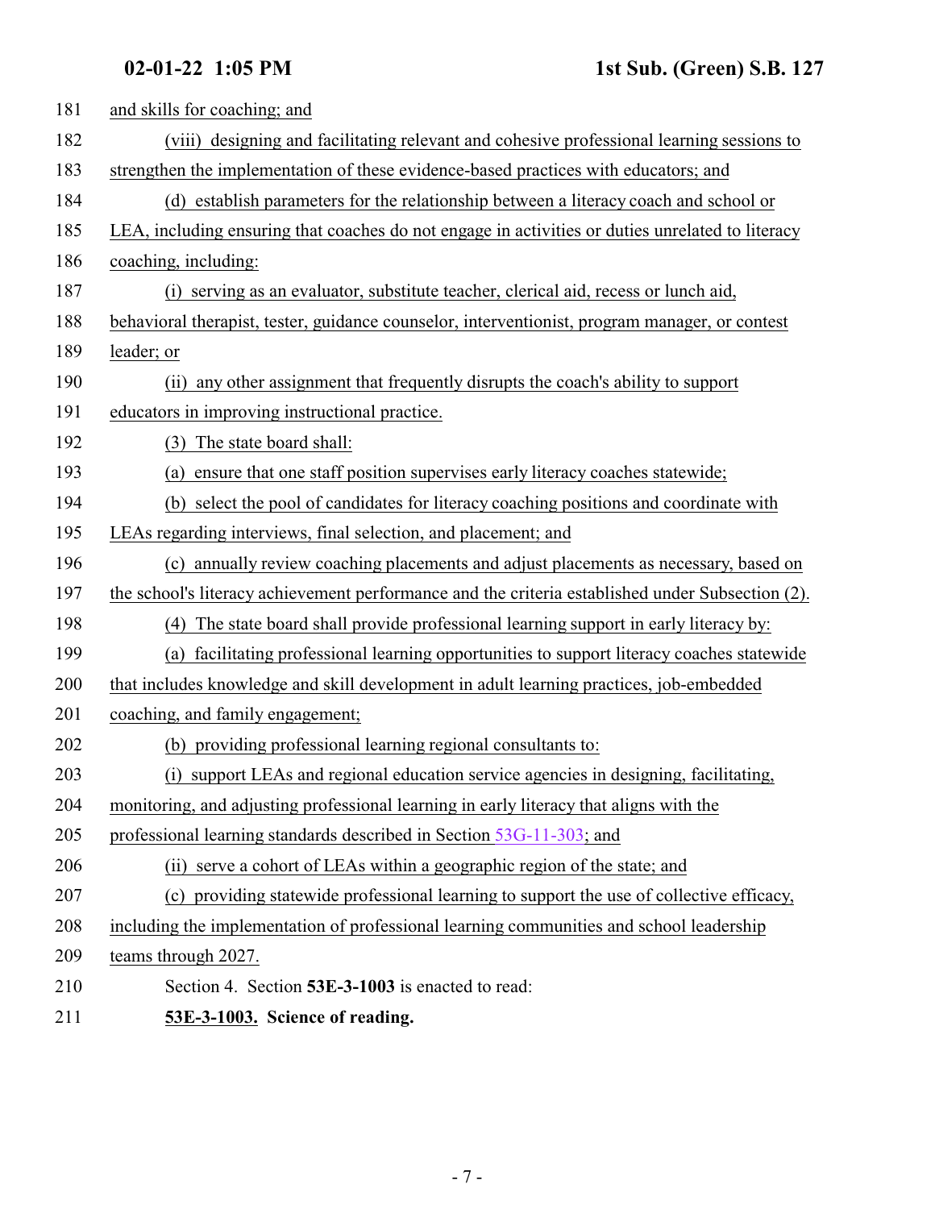181 and skills for coaching; and

182 (viii) designing and facilitating relevant and cohesive professional learning sessions to

183 strengthen the implementation of these evidence-based practices with educators; and

184 (d) establish parameters for the relationship between a literacy coach and school or

185 LEA, including ensuring that coaches do not engage in activities or duties unrelated to literacy

186 coaching, including:

187 (i) serving as an evaluator, substitute teacher, clerical aid, recess or lunch aid,

188 behavioral therapist, tester, guidance counselor, interventionist, program manager, or contest

189 leader; or

190 (ii) any other assignment that frequently disrupts the coach's ability to support

191 educators in improving instructional practice.

192 (3) The state board shall:

193 (a) ensure that one staff position supervises early literacy coaches statewide;

194 (b) select the pool of candidates for literacy coaching positions and coordinate with

195 LEAs regarding interviews, final selection, and placement; and

196 (c) annually review coaching placements and adjust placements as necessary, based on

197 the school's literacy achievement performance and the criteria established under Subsection (2).

198 (4) The state board shall provide professional learning support in early literacy by:

199 (a) facilitating professional learning opportunities to support literacy coaches statewide

200 that includes knowledge and skill development in adult learning practices, job-embedded

201 coaching, and family engagement;

202 (b) providing professional learning regional consultants to:

203 (i) support LEAs and regional education service agencies in designing, facilitating,

204 monitoring, and adjusting professional learning in early literacy that aligns with the

205 professional learning standards described in Section 53G-11-303; and

206 (ii) serve a cohort of LEAs within a geographic region of the state; and

207 (c) providing statewide professional learning to support the use of collective efficacy,

208 including the implementation of professional learning communities and school leadership

209 teams through 2027.

210 Section 4. Section **53E-3-1003** is enacted to read:

211 **53E-3-1003. Science of reading.**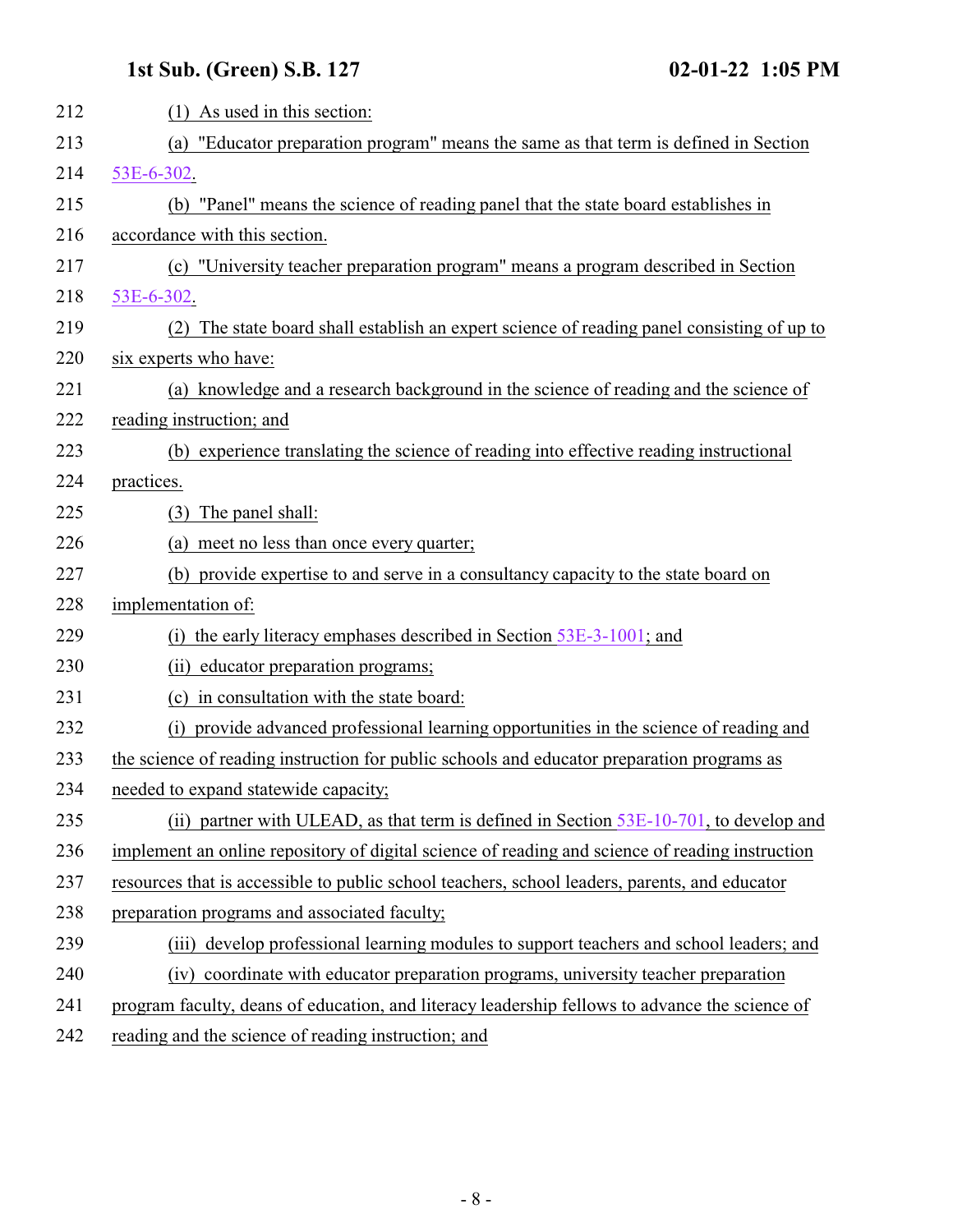(1) As used in this section:

(a) "Educator preparation program" means the same as that term is defined in Section 53E-6-302.

(b) "Panel" means the science of reading panel that the state board establishes in accordance with this section.

(c) "University teacher preparation program" means a program described in Section 53E-6-302.

(2) The state board shall establish an expert science of reading panel consisting of up to six experts who have:

(a) knowledge and a research background in the science of reading and the science of reading instruction; and

(b) experience translating the science of reading into effective reading instructional practices.

(3) The panel shall:

(a) meet no less than once every quarter;

(b) provide expertise to and serve in a consultancy capacity to the state board on implementation of:

(i) the early literacy emphases described in Section 53E-3-1001; and

(ii) educator preparation programs;

(c) in consultation with the state board:

(i) provide advanced professional learning opportunities in the science of reading and the science of reading instruction for public schools and educator preparation programs as needed to expand statewide capacity;

(ii) partner with ULEAD, as that term is defined in Section 53E-10-701, to develop and implement an online repository of digital science of reading and science of reading instruction resources that is accessible to public school teachers, school leaders, parents, and educator preparation programs and associated faculty;

(iii) develop professional learning modules to support teachers and school leaders; and

(iv) coordinate with educator preparation programs, university teacher preparation program faculty, deans of education, and literacy leadership fellows to advance the science of reading and the science of reading instruction; and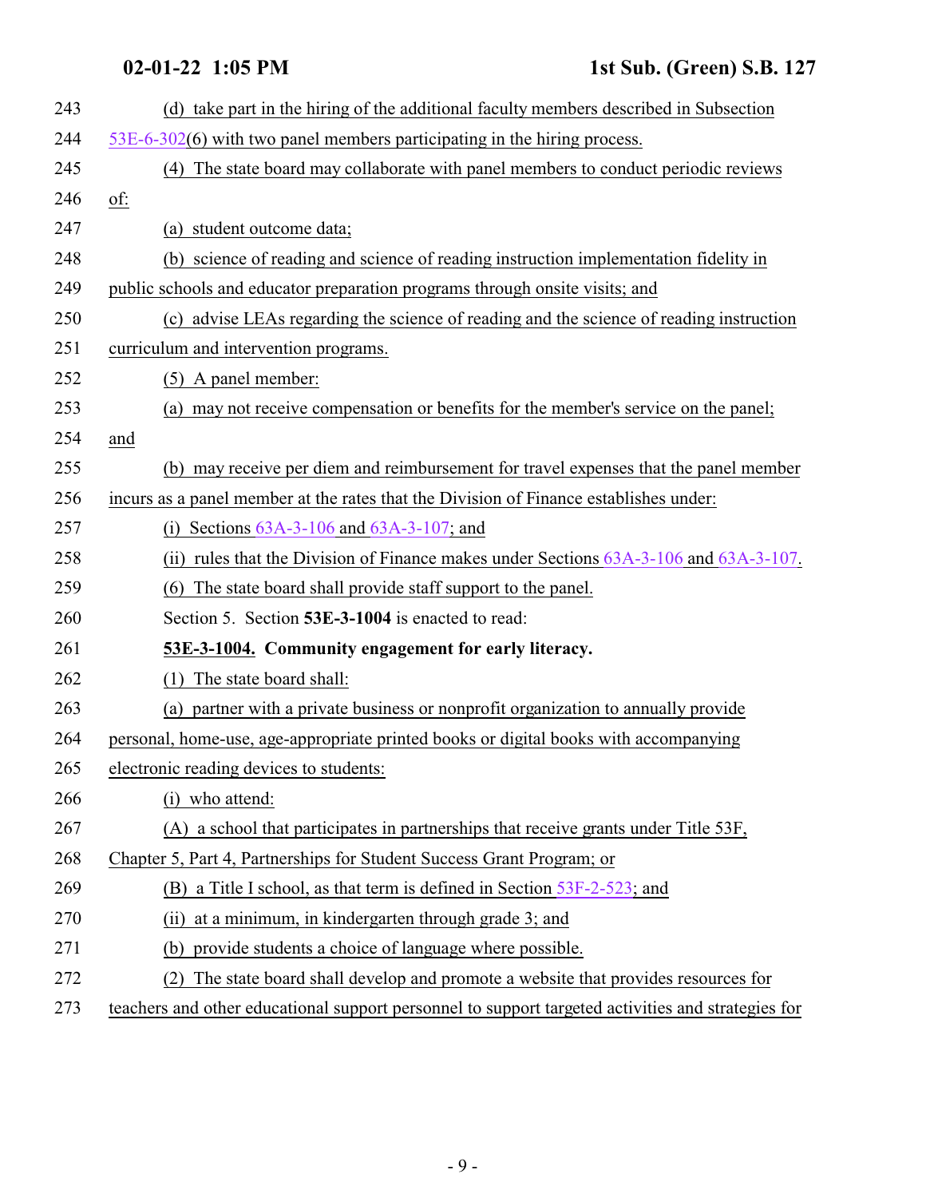(d) take part in the hiring of the additional faculty members described in Subsection 53E-6-302(6) with two panel members participating in the hiring process.

(4) The state board may collaborate with panel members to conduct periodic reviews of:

(a) student outcome data;

(b) science of reading and science of reading instruction implementation fidelity in public schools and educator preparation programs through onsite visits; and

(c) advise LEAs regarding the science of reading and the science of reading instruction curriculum and intervention programs.

(5) A panel member:

(a) may not receive compensation or benefits for the member's service on the panel; and

(b) may receive per diem and reimbursement for travel expenses that the panel member incurs as a panel member at the rates that the Division of Finance establishes under:

(i) Sections 63A-3-106 and 63A-3-107; and

(ii) rules that the Division of Finance makes under Sections 63A-3-106 and 63A-3-107.

(6) The state board shall provide staff support to the panel.

Section 5. Section **53E-3-1004** is enacted to read:

**53E-3-1004. Community engagement for early literacy.**

(1) The state board shall:

(a) partner with a private business or nonprofit organization to annually provide personal, home-use, age-appropriate printed books or digital books with accompanying electronic reading devices to students:

(i) who attend:

(A) a school that participates in partnerships that receive grants under Title 53F, Chapter 5, Part 4, Partnerships for Student Success Grant Program; or

(B) a Title I school, as that term is defined in Section 53F-2-523; and

(ii) at a minimum, in kindergarten through grade 3; and

(b) provide students a choice of language where possible.

(2) The state board shall develop and promote a website that provides resources for teachers and other educational support personnel to support targeted activities and strategies for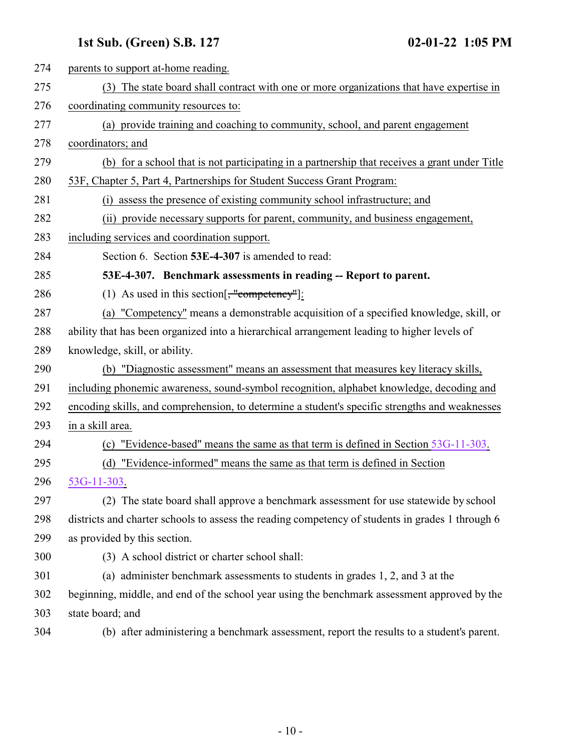parents to support at-home reading.

(3) The state board shall contract with one or more organizations that have expertise in coordinating community resources to:

(a) provide training and coaching to community, school, and parent engagement coordinators; and

(b) for a school that is not participating in a partnership that receives a grant under Title 53F, Chapter 5, Part 4, Partnerships for Student Success Grant Program:

(i) assess the presence of existing community school infrastructure; and

(ii) provide necessary supports for parent, community, and business engagement, including services and coordination support.

Section 6. Section **53E-4-307** is amended to read:

**53E-4-307. Benchmark assessments in reading -- Report to parent.**

(1) As used in this section[~~, "competency"~~]:

(a) "Competency" means a demonstrable acquisition of a specified knowledge, skill, or ability that has been organized into a hierarchical arrangement leading to higher levels of knowledge, skill, or ability.

(b) "Diagnostic assessment" means an assessment that measures key literacy skills, including phonemic awareness, sound-symbol recognition, alphabet knowledge, decoding and encoding skills, and comprehension, to determine a student's specific strengths and weaknesses in a skill area.

(c) "Evidence-based" means the same as that term is defined in Section 53G-11-303.

(d) "Evidence-informed" means the same as that term is defined in Section 53G-11-303.

(2) The state board shall approve a benchmark assessment for use statewide by school districts and charter schools to assess the reading competency of students in grades 1 through 6 as provided by this section.

(3) A school district or charter school shall:

(a) administer benchmark assessments to students in grades 1, 2, and 3 at the beginning, middle, and end of the school year using the benchmark assessment approved by the state board; and

(b) after administering a benchmark assessment, report the results to a student's parent.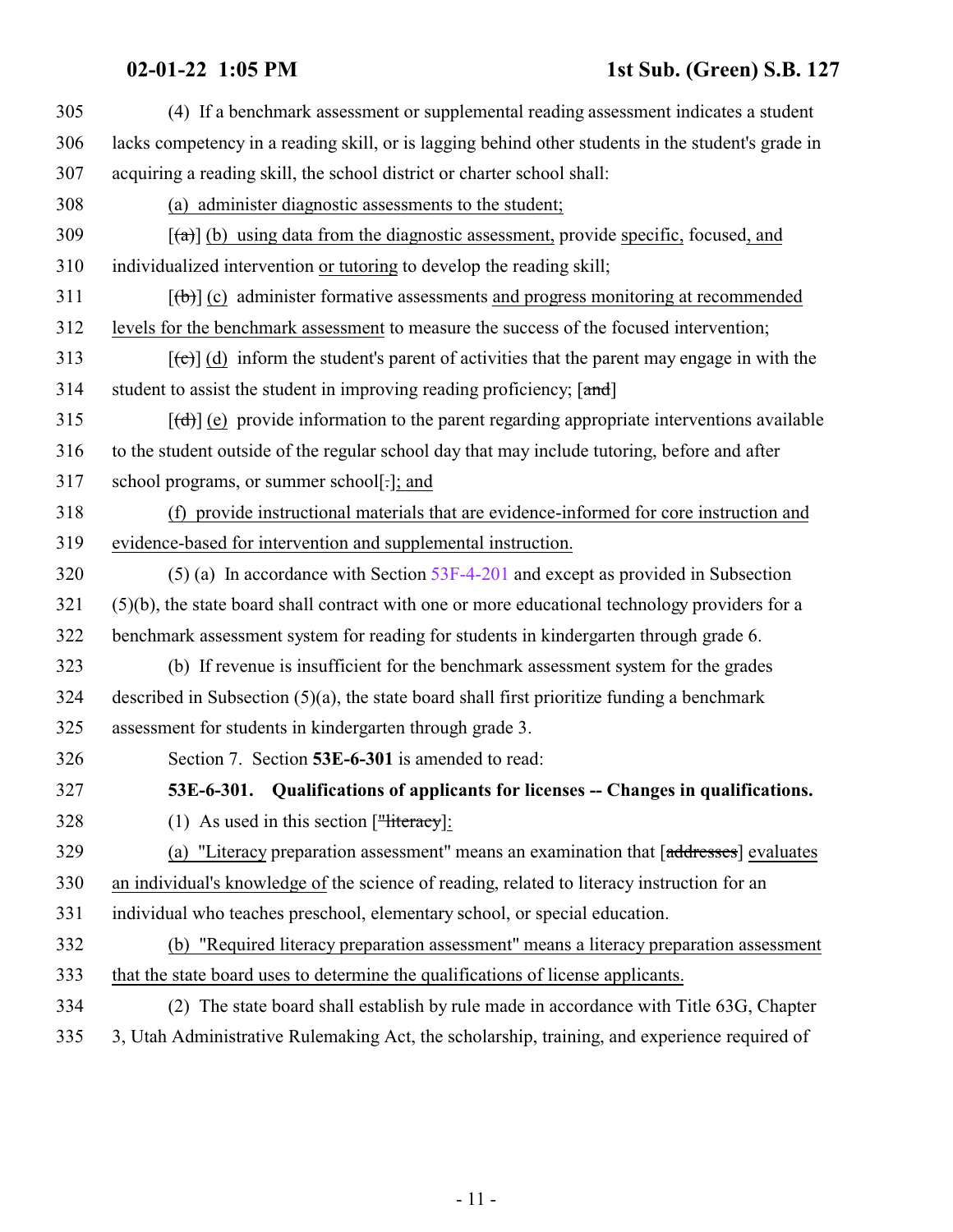(4) If a benchmark assessment or supplemental reading assessment indicates a student lacks competency in a reading skill, or is lagging behind other students in the student's grade in acquiring a reading skill, the school district or charter school shall:

(a) administer diagnostic assessments to the student;

[(a)] (b) using data from the diagnostic assessment, provide specific, focused, and individualized intervention or tutoring to develop the reading skill;

[(b)] (c) administer formative assessments and progress monitoring at recommended levels for the benchmark assessment to measure the success of the focused intervention;

[(c)] (d) inform the student's parent of activities that the parent may engage in with the student to assist the student in improving reading proficiency; [and]

[(d)] (e) provide information to the parent regarding appropriate interventions available to the student outside of the regular school day that may include tutoring, before and after school programs, or summer school[.]; and

(f) provide instructional materials that are evidence-informed for core instruction and evidence-based for intervention and supplemental instruction.

(5) (a) In accordance with Section 53F-4-201 and except as provided in Subsection (5)(b), the state board shall contract with one or more educational technology providers for a benchmark assessment system for reading for students in kindergarten through grade 6.

(b) If revenue is insufficient for the benchmark assessment system for the grades described in Subsection (5)(a), the state board shall first prioritize funding a benchmark assessment for students in kindergarten through grade 3.

Section 7. Section **53E-6-301** is amended to read:

**53E-6-301. Qualifications of applicants for licenses -- Changes in qualifications.**

(1) As used in this section ["literacy]:

(a) "Literacy preparation assessment" means an examination that [addresses] evaluates an individual's knowledge of the science of reading, related to literacy instruction for an individual who teaches preschool, elementary school, or special education.

(b) "Required literacy preparation assessment" means a literacy preparation assessment that the state board uses to determine the qualifications of license applicants.

(2) The state board shall establish by rule made in accordance with Title 63G, Chapter 3, Utah Administrative Rulemaking Act, the scholarship, training, and experience required of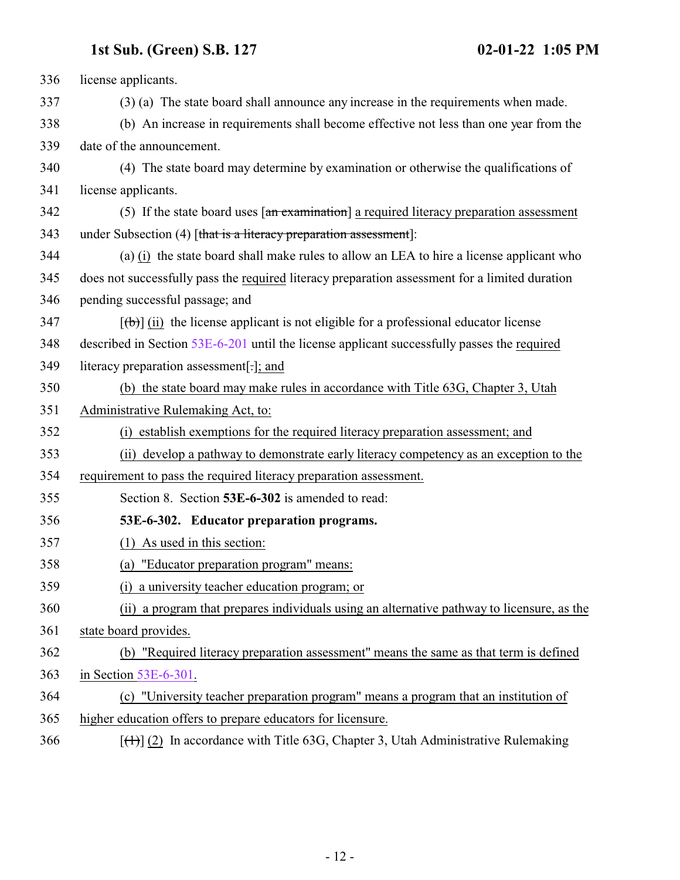336 license applicants.

337 (3) (a) The state board shall announce any increase in the requirements when made.

338 (b) An increase in requirements shall become effective not less than one year from the

339 date of the announcement.

340 (4) The state board may determine by examination or otherwise the qualifications of

341 license applicants.

342 (5) If the state board uses [~~an examination~~] a required literacy preparation assessment

343 under Subsection (4) [~~that is a literacy preparation assessment~~]:

344 (a) (i) the state board shall make rules to allow an LEA to hire a license applicant who

345 does not successfully pass the required literacy preparation assessment for a limited duration

346 pending successful passage; and

347 [~~(b)~~] (ii) the license applicant is not eligible for a professional educator license

348 described in Section 53E-6-201 until the license applicant successfully passes the required

349 literacy preparation assessment[~~.~~]; and

350 (b) the state board may make rules in accordance with Title 63G, Chapter 3, Utah

351 Administrative Rulemaking Act, to:

352 (i) establish exemptions for the required literacy preparation assessment; and

353 (ii) develop a pathway to demonstrate early literacy competency as an exception to the

354 requirement to pass the required literacy preparation assessment.

355 Section 8. Section **53E-6-302** is amended to read:

356 **53E-6-302. Educator preparation programs.**

357 (1) As used in this section:

358 (a) "Educator preparation program" means:

359 (i) a university teacher education program; or

360 (ii) a program that prepares individuals using an alternative pathway to licensure, as the

361 state board provides.

362 (b) "Required literacy preparation assessment" means the same as that term is defined

363 in Section 53E-6-301.

364 (c) "University teacher preparation program" means a program that an institution of

365 higher education offers to prepare educators for licensure.

366 [~~(1)~~] (2) In accordance with Title 63G, Chapter 3, Utah Administrative Rulemaking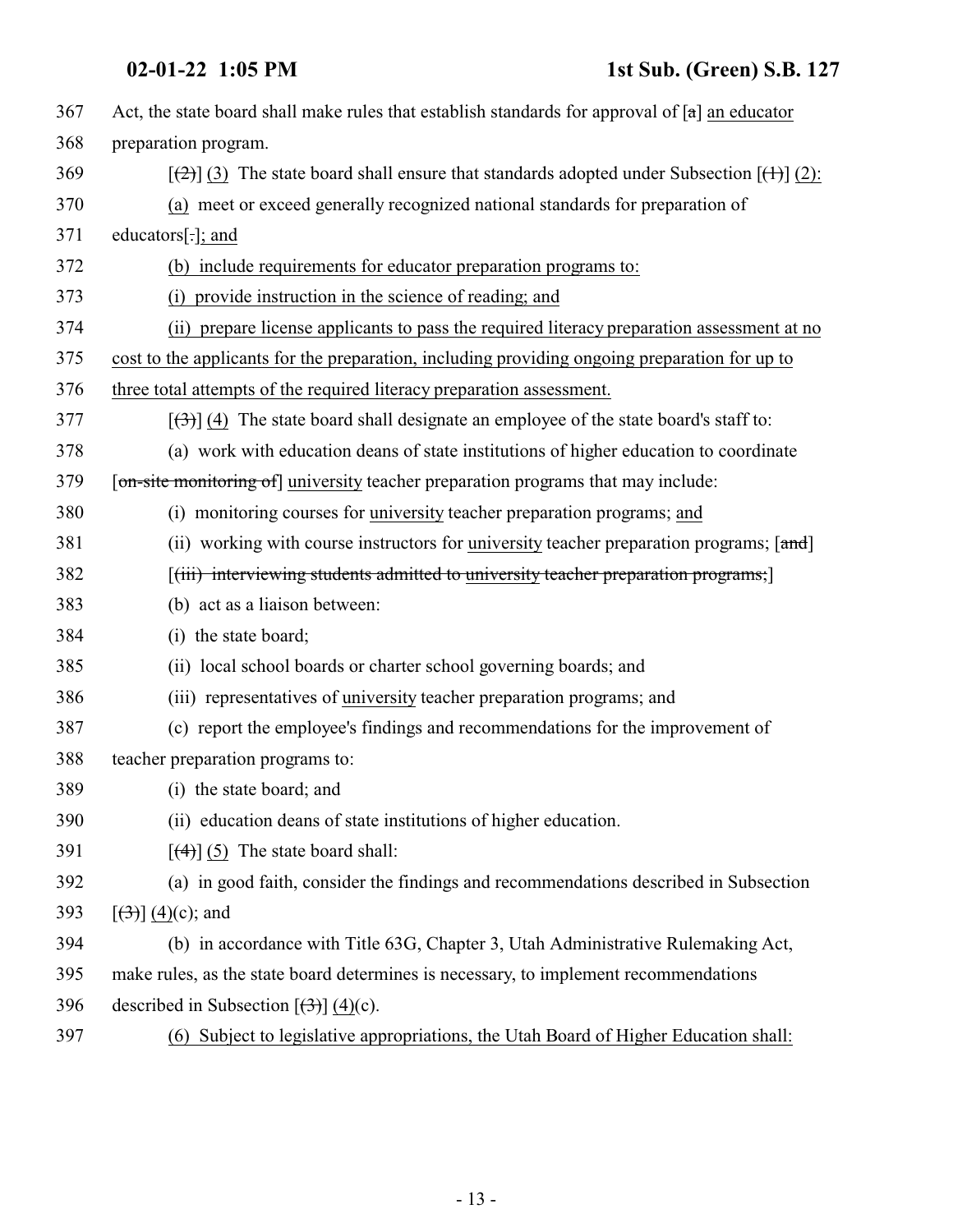367 Act, the state board shall make rules that establish standards for approval of [a] an educator

368 preparation program.

369 [(2)] (3) The state board shall ensure that standards adopted under Subsection [(1)] (2):

370 (a) meet or exceed generally recognized national standards for preparation of

371 educators[.]; and

372 (b) include requirements for educator preparation programs to:

373 (i) provide instruction in the science of reading; and

374 (ii) prepare license applicants to pass the required literacy preparation assessment at no

375 cost to the applicants for the preparation, including providing ongoing preparation for up to

376 three total attempts of the required literacy preparation assessment.

377 [(3)] (4) The state board shall designate an employee of the state board's staff to:

378 (a) work with education deans of state institutions of higher education to coordinate

379 [on-site monitoring of] university teacher preparation programs that may include:

380 (i) monitoring courses for university teacher preparation programs; and

381 (ii) working with course instructors for university teacher preparation programs; [and]

382 [(iii) interviewing students admitted to university teacher preparation programs;]

383 (b) act as a liaison between:

384 (i) the state board;

385 (ii) local school boards or charter school governing boards; and

386 (iii) representatives of university teacher preparation programs; and

387 (c) report the employee's findings and recommendations for the improvement of

388 teacher preparation programs to:

389 (i) the state board; and

390 (ii) education deans of state institutions of higher education.

391 [(4)] (5) The state board shall:

392 (a) in good faith, consider the findings and recommendations described in Subsection

393 [(3)] (4)(c); and

394 (b) in accordance with Title 63G, Chapter 3, Utah Administrative Rulemaking Act,

395 make rules, as the state board determines is necessary, to implement recommendations

396 described in Subsection [(3)] (4)(c).

397 (6) Subject to legislative appropriations, the Utah Board of Higher Education shall: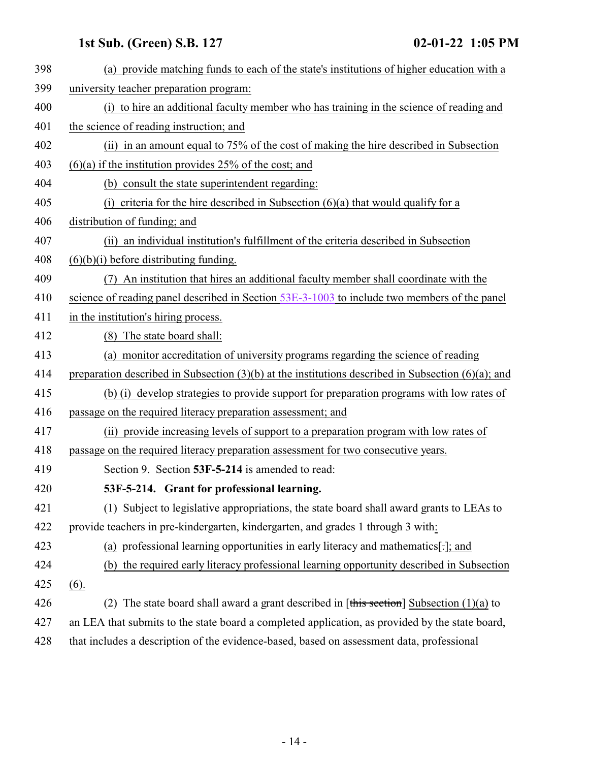(a) provide matching funds to each of the state's institutions of higher education with a university teacher preparation program:

(i) to hire an additional faculty member who has training in the science of reading and the science of reading instruction; and

(ii) in an amount equal to 75% of the cost of making the hire described in Subsection (6)(a) if the institution provides 25% of the cost; and

(b) consult the state superintendent regarding:

(i) criteria for the hire described in Subsection (6)(a) that would qualify for a distribution of funding; and

(ii) an individual institution's fulfillment of the criteria described in Subsection (6)(b)(i) before distributing funding.

(7) An institution that hires an additional faculty member shall coordinate with the science of reading panel described in Section 53E-3-1003 to include two members of the panel in the institution's hiring process.

(8) The state board shall:

(a) monitor accreditation of university programs regarding the science of reading preparation described in Subsection (3)(b) at the institutions described in Subsection (6)(a); and

(b) (i) develop strategies to provide support for preparation programs with low rates of passage on the required literacy preparation assessment; and

(ii) provide increasing levels of support to a preparation program with low rates of passage on the required literacy preparation assessment for two consecutive years.

Section 9. Section **53F-5-214** is amended to read:

**53F-5-214. Grant for professional learning.**

(1) Subject to legislative appropriations, the state board shall award grants to LEAs to provide teachers in pre-kindergarten, kindergarten, and grades 1 through 3 with:

(a) professional learning opportunities in early literacy and mathematics[.]; and

(b) the required early literacy professional learning opportunity described in Subsection (6).

(2) The state board shall award a grant described in [~~this section~~] Subsection (1)(a) to an LEA that submits to the state board a completed application, as provided by the state board, that includes a description of the evidence-based, based on assessment data, professional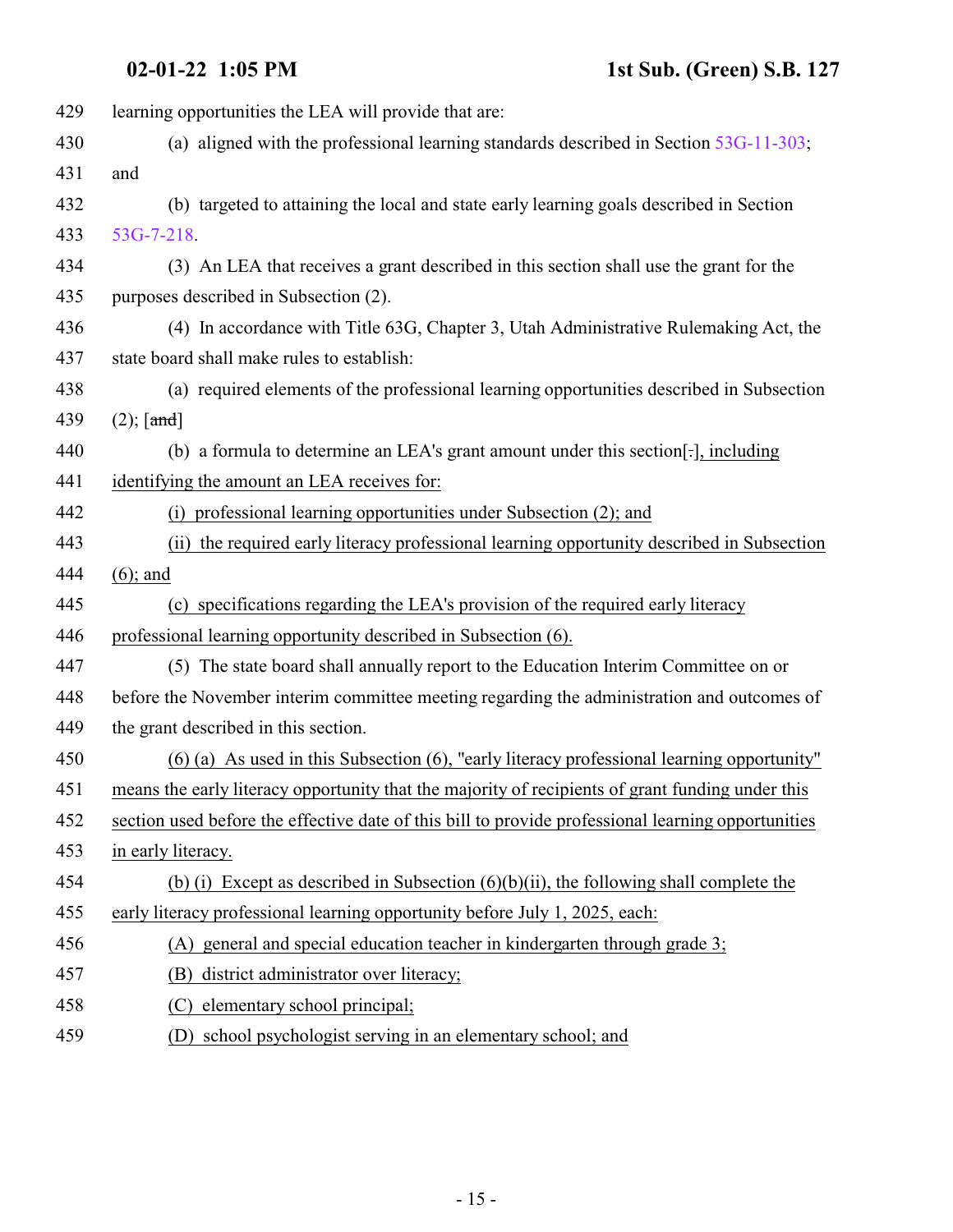learning opportunities the LEA will provide that are:

(a) aligned with the professional learning standards described in Section 53G-11-303; and

(b) targeted to attaining the local and state early learning goals described in Section 53G-7-218.

(3) An LEA that receives a grant described in this section shall use the grant for the purposes described in Subsection (2).

(4) In accordance with Title 63G, Chapter 3, Utah Administrative Rulemaking Act, the state board shall make rules to establish:

(a) required elements of the professional learning opportunities described in Subsection (2); [~~and~~]

(b) a formula to determine an LEA's grant amount under this section[.], including identifying the amount an LEA receives for:

(i) professional learning opportunities under Subsection (2); and

(ii) the required early literacy professional learning opportunity described in Subsection (6); and

(c) specifications regarding the LEA's provision of the required early literacy professional learning opportunity described in Subsection (6).

(5) The state board shall annually report to the Education Interim Committee on or before the November interim committee meeting regarding the administration and outcomes of the grant described in this section.

(6) (a) As used in this Subsection (6), "early literacy professional learning opportunity" means the early literacy opportunity that the majority of recipients of grant funding under this section used before the effective date of this bill to provide professional learning opportunities in early literacy.

(b) (i) Except as described in Subsection (6)(b)(ii), the following shall complete the early literacy professional learning opportunity before July 1, 2025, each:

(A) general and special education teacher in kindergarten through grade 3;

(B) district administrator over literacy;

(C) elementary school principal;

(D) school psychologist serving in an elementary school; and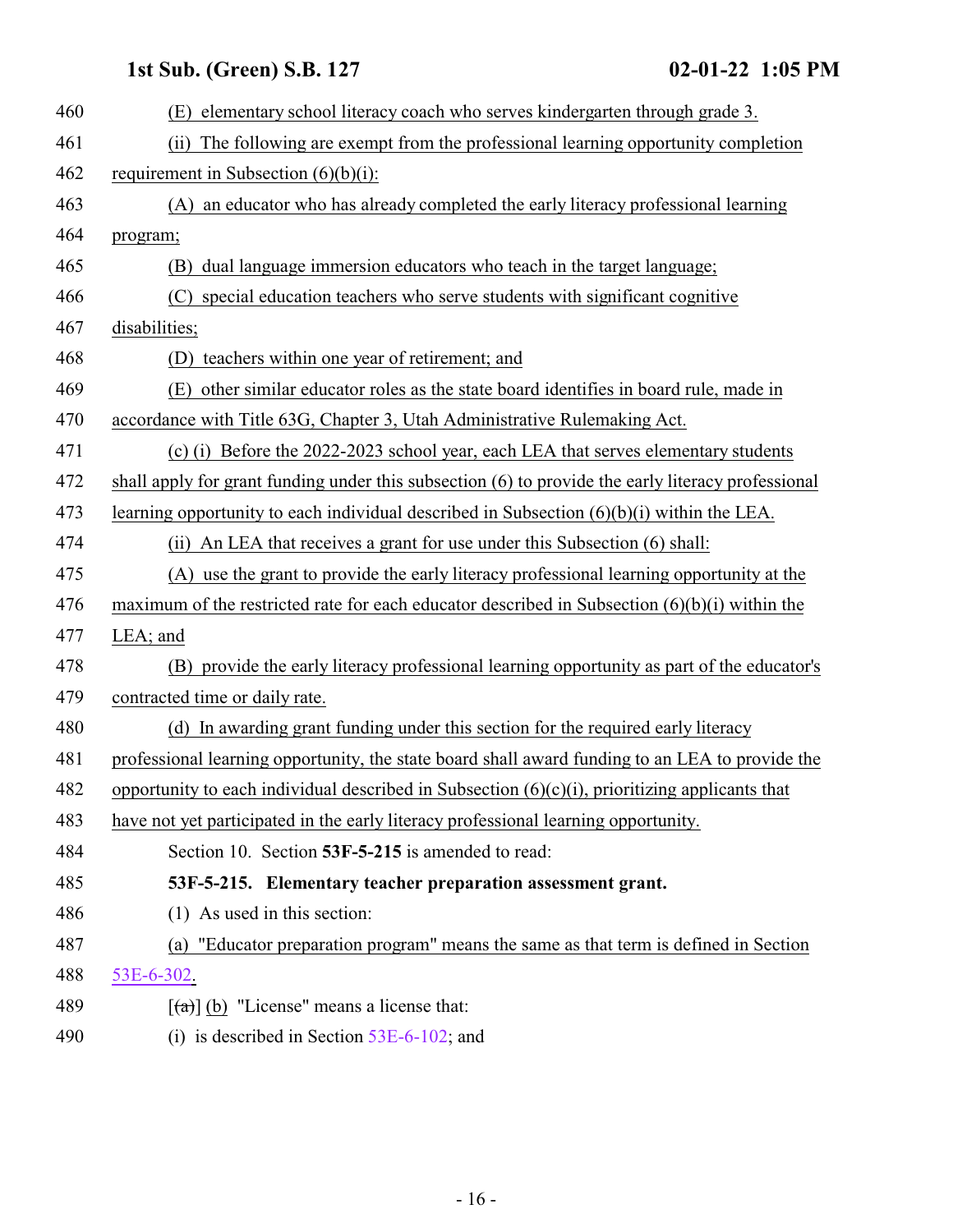(E) elementary school literacy coach who serves kindergarten through grade 3.

(ii) The following are exempt from the professional learning opportunity completion requirement in Subsection (6)(b)(i):

(A) an educator who has already completed the early literacy professional learning program;

(B) dual language immersion educators who teach in the target language;

(C) special education teachers who serve students with significant cognitive disabilities;

(D) teachers within one year of retirement; and

(E) other similar educator roles as the state board identifies in board rule, made in accordance with Title 63G, Chapter 3, Utah Administrative Rulemaking Act.

(c) (i) Before the 2022-2023 school year, each LEA that serves elementary students shall apply for grant funding under this subsection (6) to provide the early literacy professional learning opportunity to each individual described in Subsection (6)(b)(i) within the LEA.

(ii) An LEA that receives a grant for use under this Subsection (6) shall:

(A) use the grant to provide the early literacy professional learning opportunity at the maximum of the restricted rate for each educator described in Subsection (6)(b)(i) within the LEA; and

(B) provide the early literacy professional learning opportunity as part of the educator's contracted time or daily rate.

(d) In awarding grant funding under this section for the required early literacy professional learning opportunity, the state board shall award funding to an LEA to provide the opportunity to each individual described in Subsection (6)(c)(i), prioritizing applicants that have not yet participated in the early literacy professional learning opportunity.

Section 10. Section **53F-5-215** is amended to read:

**53F-5-215. Elementary teacher preparation assessment grant.**

(1) As used in this section:

(a) "Educator preparation program" means the same as that term is defined in Section 53E-6-302.

[(a)] (b) "License" means a license that:

(i) is described in Section 53E-6-102; and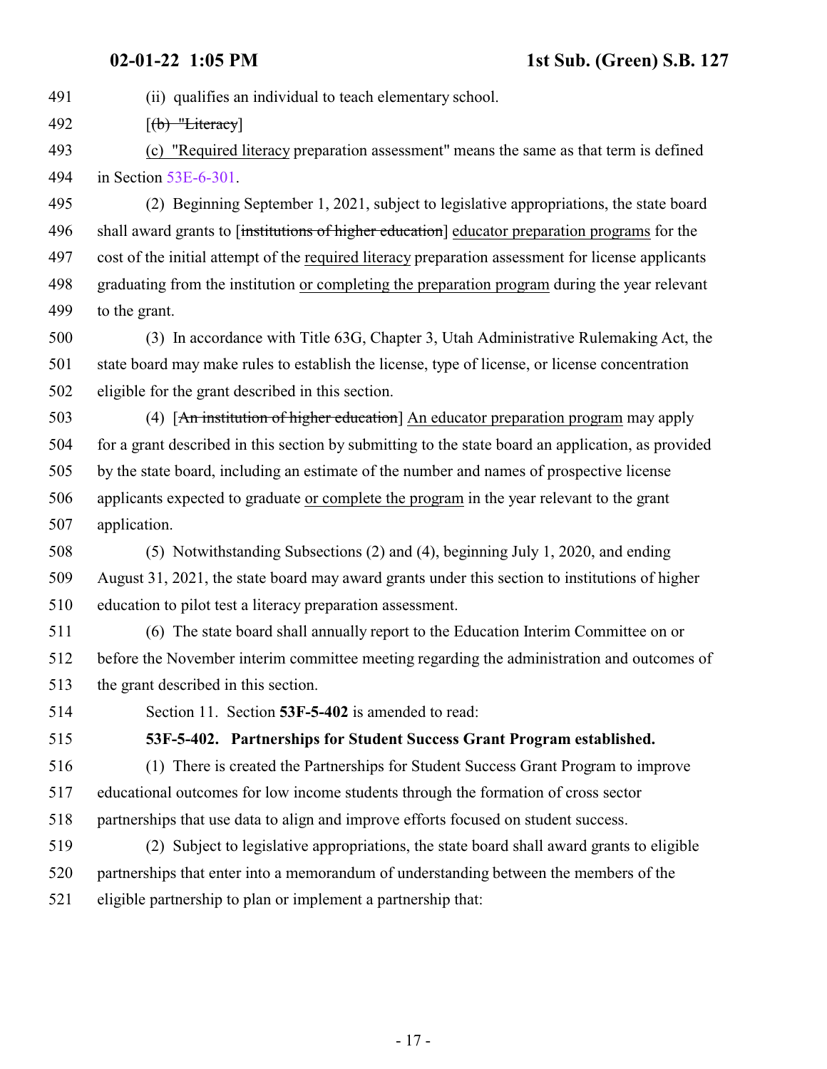(ii) qualifies an individual to teach elementary school.

[~~(b) "Literacy~~]

<u>(c) "Required literacy</u> preparation assessment" means the same as that term is defined in Section 53E-6-301.

(2) Beginning September 1, 2021, subject to legislative appropriations, the state board shall award grants to [~~institutions of higher education~~] <u>educator preparation programs</u> for the cost of the initial attempt of the <u>required literacy</u> preparation assessment for license applicants graduating from the institution <u>or completing the preparation program</u> during the year relevant to the grant.

(3) In accordance with Title 63G, Chapter 3, Utah Administrative Rulemaking Act, the state board may make rules to establish the license, type of license, or license concentration eligible for the grant described in this section.

(4) [~~An institution of higher education~~] <u>An educator preparation program</u> may apply for a grant described in this section by submitting to the state board an application, as provided by the state board, including an estimate of the number and names of prospective license applicants expected to graduate <u>or complete the program</u> in the year relevant to the grant application.

(5) Notwithstanding Subsections (2) and (4), beginning July 1, 2020, and ending August 31, 2021, the state board may award grants under this section to institutions of higher education to pilot test a literacy preparation assessment.

(6) The state board shall annually report to the Education Interim Committee on or before the November interim committee meeting regarding the administration and outcomes of the grant described in this section.

Section 11. Section **53F-5-402** is amended to read:

**53F-5-402. Partnerships for Student Success Grant Program established.**

(1) There is created the Partnerships for Student Success Grant Program to improve educational outcomes for low income students through the formation of cross sector partnerships that use data to align and improve efforts focused on student success.

(2) Subject to legislative appropriations, the state board shall award grants to eligible partnerships that enter into a memorandum of understanding between the members of the eligible partnership to plan or implement a partnership that: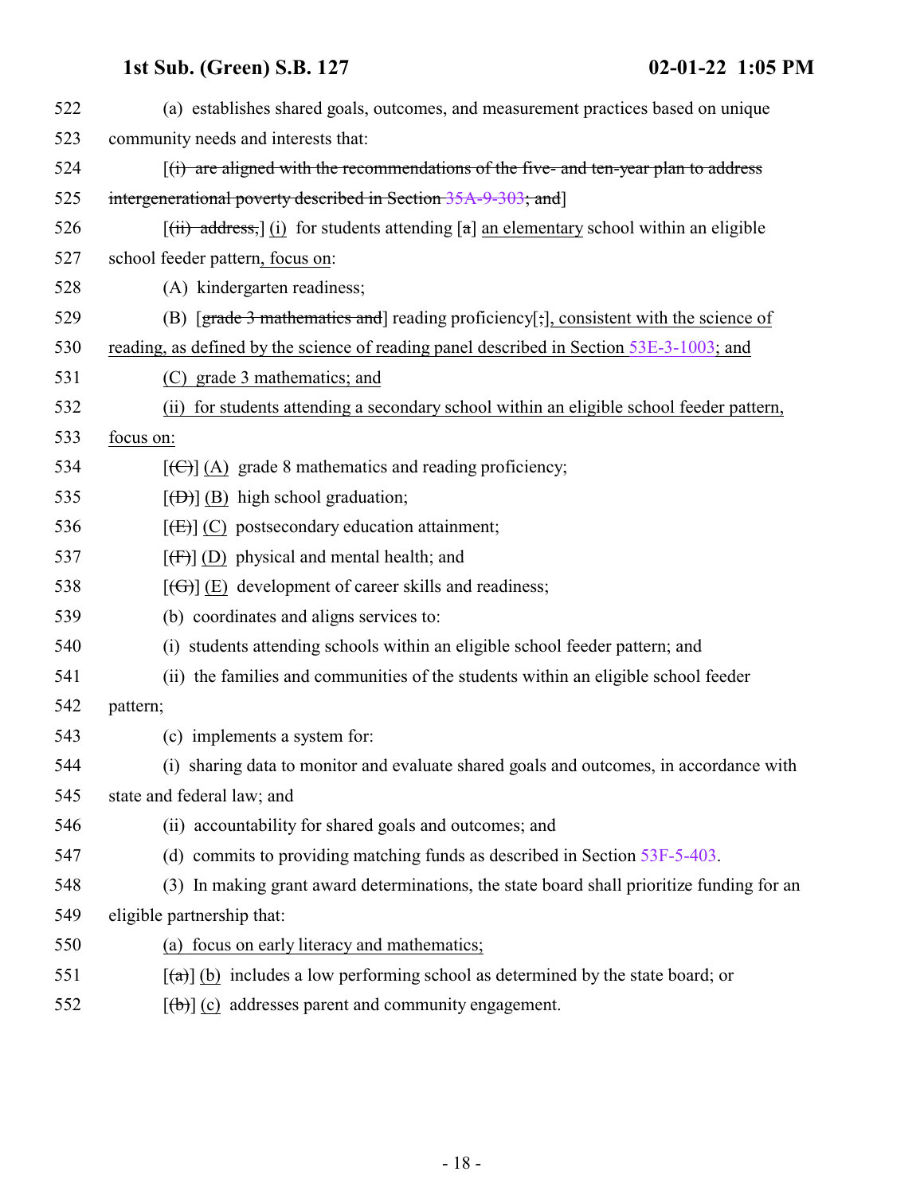522 (a) establishes shared goals, outcomes, and measurement practices based on unique
523 community needs and interests that:
524 [~~(i) are aligned with the recommendations of the five- and ten-year plan to address~~
525 ~~intergenerational poverty described in Section 35A-9-303; and~~]
526 [~~(ii) address,~~] (i) for students attending [~~a~~] an elementary school within an eligible
527 school feeder pattern, focus on:
528 (A) kindergarten readiness;
529 (B) [~~grade 3 mathematics and~~] reading proficiency[~~;~~], consistent with the science of
530 reading, as defined by the science of reading panel described in Section 53E-3-1003; and
531 (C) grade 3 mathematics; and
532 (ii) for students attending a secondary school within an eligible school feeder pattern,
533 focus on:
534 [~~(C)~~] (A) grade 8 mathematics and reading proficiency;
535 [~~(D)~~] (B) high school graduation;
536 [~~(E)~~] (C) postsecondary education attainment;
537 [~~(F)~~] (D) physical and mental health; and
538 [~~(G)~~] (E) development of career skills and readiness;
539 (b) coordinates and aligns services to:
540 (i) students attending schools within an eligible school feeder pattern; and
541 (ii) the families and communities of the students within an eligible school feeder
542 pattern;
543 (c) implements a system for:
544 (i) sharing data to monitor and evaluate shared goals and outcomes, in accordance with
545 state and federal law; and
546 (ii) accountability for shared goals and outcomes; and
547 (d) commits to providing matching funds as described in Section 53F-5-403.
548 (3) In making grant award determinations, the state board shall prioritize funding for an
549 eligible partnership that:
550 (a) focus on early literacy and mathematics;
551 [~~(a)~~] (b) includes a low performing school as determined by the state board; or
552 [~~(b)~~] (c) addresses parent and community engagement.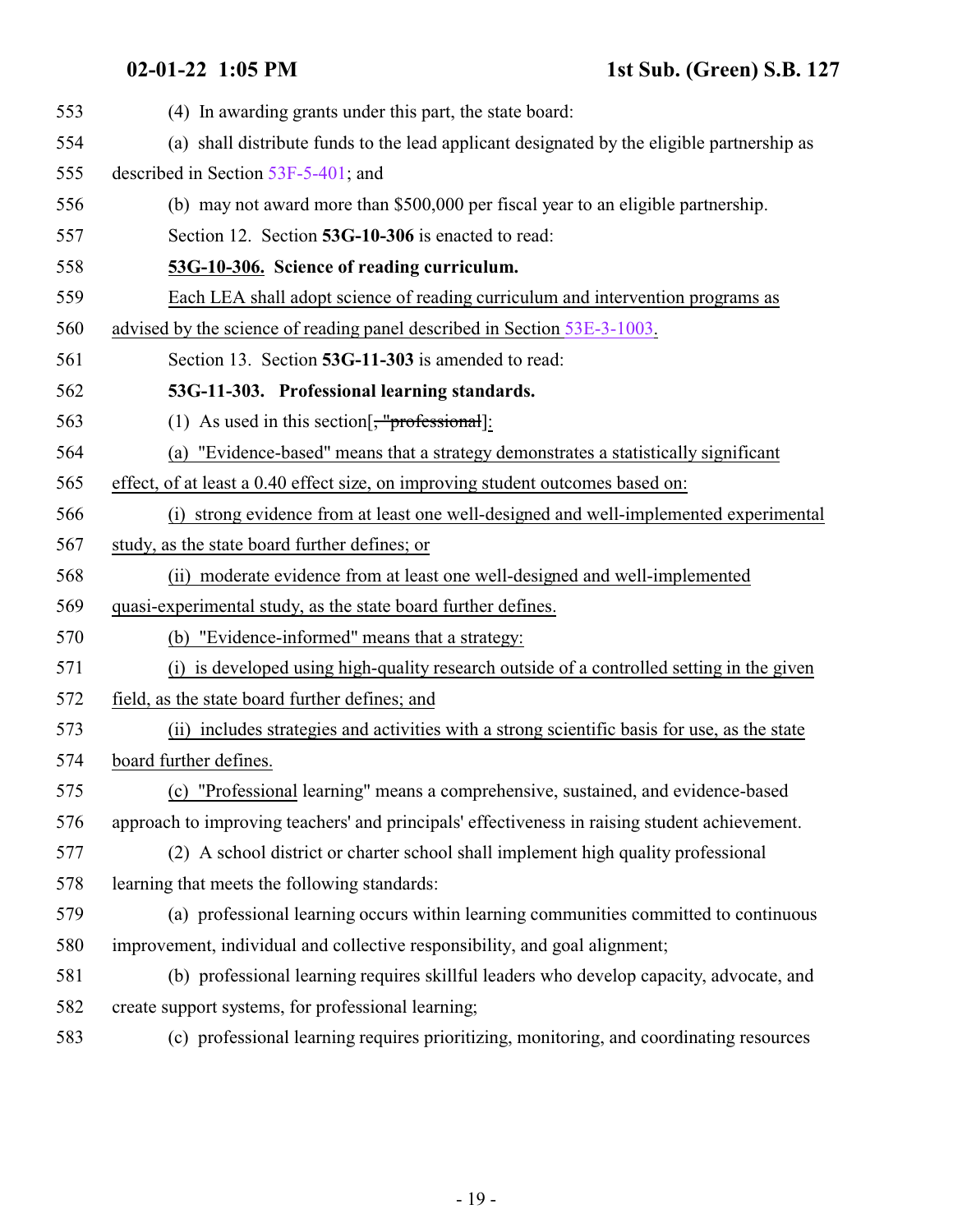(4) In awarding grants under this part, the state board:

(a) shall distribute funds to the lead applicant designated by the eligible partnership as described in Section 53F-5-401; and

(b) may not award more than $500,000 per fiscal year to an eligible partnership.

Section 12. Section **53G-10-306** is enacted to read:

**53G-10-306. Science of reading curriculum.**

Each LEA shall adopt science of reading curriculum and intervention programs as advised by the science of reading panel described in Section 53E-3-1003.

Section 13. Section **53G-11-303** is amended to read:

**53G-11-303. Professional learning standards.**

(1) As used in this section[~~, "professional~~]:

(a) "Evidence-based" means that a strategy demonstrates a statistically significant effect, of at least a 0.40 effect size, on improving student outcomes based on:

(i) strong evidence from at least one well-designed and well-implemented experimental study, as the state board further defines; or

(ii) moderate evidence from at least one well-designed and well-implemented quasi-experimental study, as the state board further defines.

(b) "Evidence-informed" means that a strategy:

(i) is developed using high-quality research outside of a controlled setting in the given field, as the state board further defines; and

(ii) includes strategies and activities with a strong scientific basis for use, as the state board further defines.

(c) "Professional learning" means a comprehensive, sustained, and evidence-based approach to improving teachers' and principals' effectiveness in raising student achievement.

(2) A school district or charter school shall implement high quality professional learning that meets the following standards:

(a) professional learning occurs within learning communities committed to continuous improvement, individual and collective responsibility, and goal alignment;

(b) professional learning requires skillful leaders who develop capacity, advocate, and create support systems, for professional learning;

(c) professional learning requires prioritizing, monitoring, and coordinating resources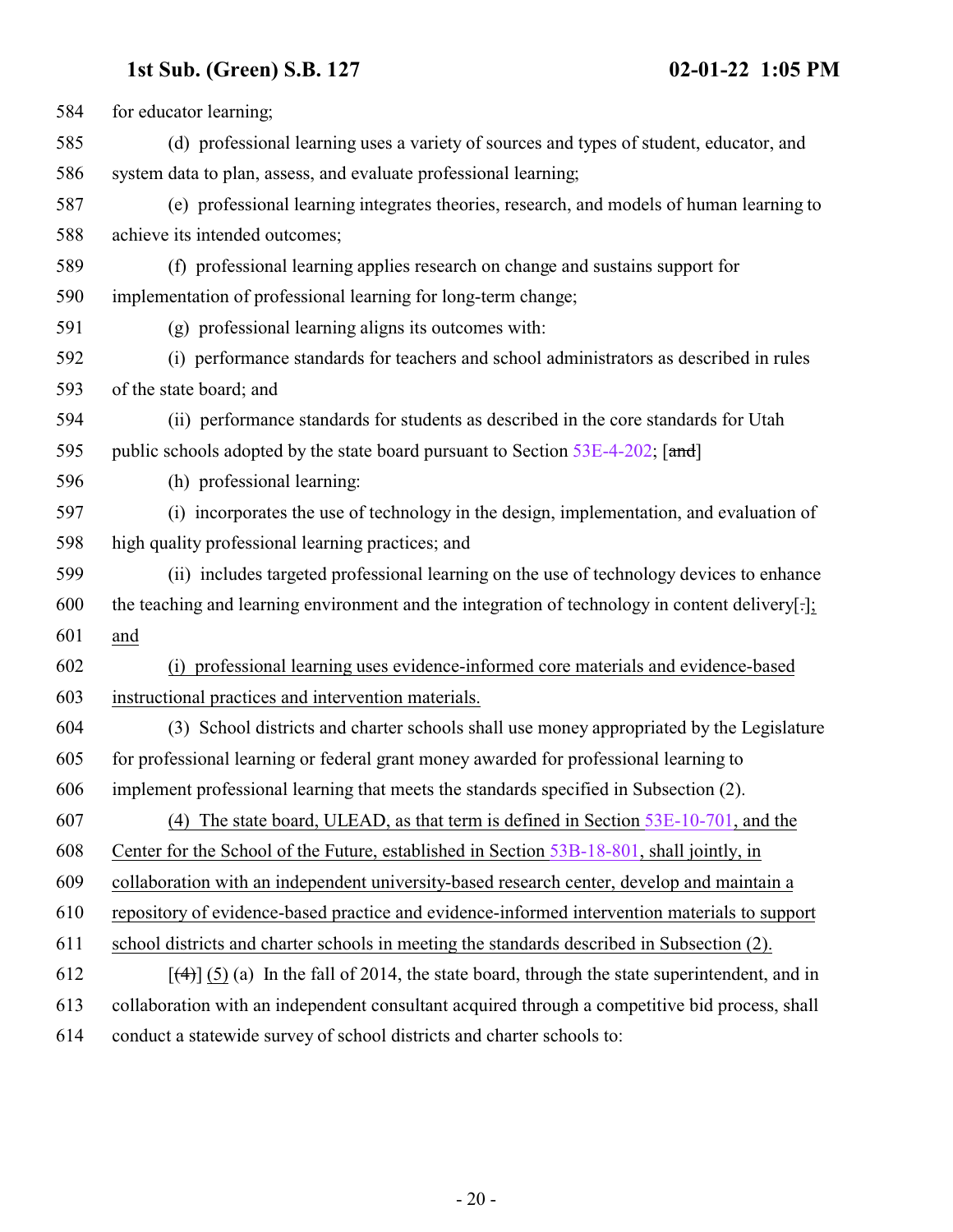584 for educator learning;

585 (d) professional learning uses a variety of sources and types of student, educator, and
586 system data to plan, assess, and evaluate professional learning;

587 (e) professional learning integrates theories, research, and models of human learning to
588 achieve its intended outcomes;

589 (f) professional learning applies research on change and sustains support for
590 implementation of professional learning for long-term change;

591 (g) professional learning aligns its outcomes with:

592 (i) performance standards for teachers and school administrators as described in rules
593 of the state board; and

594 (ii) performance standards for students as described in the core standards for Utah
595 public schools adopted by the state board pursuant to Section 53E-4-202; [~~and~~]

596 (h) professional learning:

597 (i) incorporates the use of technology in the design, implementation, and evaluation of
598 high quality professional learning practices; and

599 (ii) includes targeted professional learning on the use of technology devices to enhance
600 the teaching and learning environment and the integration of technology in content delivery[.];
601 and

602 (i) professional learning uses evidence-informed core materials and evidence-based
603 instructional practices and intervention materials.

604 (3) School districts and charter schools shall use money appropriated by the Legislature
605 for professional learning or federal grant money awarded for professional learning to
606 implement professional learning that meets the standards specified in Subsection (2).

607 (4) The state board, ULEAD, as that term is defined in Section 53E-10-701, and the
608 Center for the School of the Future, established in Section 53B-18-801, shall jointly, in
609 collaboration with an independent university-based research center, develop and maintain a
610 repository of evidence-based practice and evidence-informed intervention materials to support
611 school districts and charter schools in meeting the standards described in Subsection (2).

612 [~~(4)~~] (5) (a) In the fall of 2014, the state board, through the state superintendent, and in
613 collaboration with an independent consultant acquired through a competitive bid process, shall
614 conduct a statewide survey of school districts and charter schools to: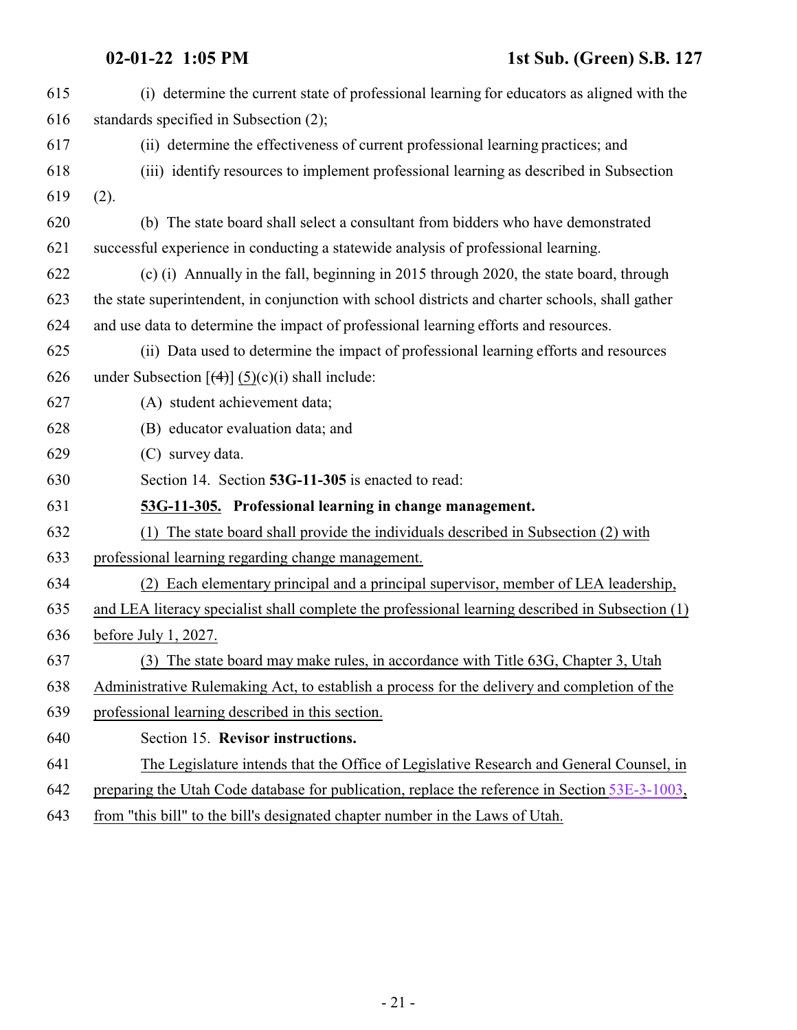(i) determine the current state of professional learning for educators as aligned with the standards specified in Subsection (2);

(ii) determine the effectiveness of current professional learning practices; and

(iii) identify resources to implement professional learning as described in Subsection (2).

(b) The state board shall select a consultant from bidders who have demonstrated successful experience in conducting a statewide analysis of professional learning.

(c) (i) Annually in the fall, beginning in 2015 through 2020, the state board, through the state superintendent, in conjunction with school districts and charter schools, shall gather and use data to determine the impact of professional learning efforts and resources.

(ii) Data used to determine the impact of professional learning efforts and resources under Subsection [~~(4)~~] (5)(c)(i) shall include:

(A) student achievement data;

(B) educator evaluation data; and

(C) survey data.

Section 14. Section **53G-11-305** is enacted to read:

**53G-11-305. Professional learning in change management.**

(1) The state board shall provide the individuals described in Subsection (2) with professional learning regarding change management.

(2) Each elementary principal and a principal supervisor, member of LEA leadership, and LEA literacy specialist shall complete the professional learning described in Subsection (1) before July 1, 2027.

(3) The state board may make rules, in accordance with Title 63G, Chapter 3, Utah Administrative Rulemaking Act, to establish a process for the delivery and completion of the professional learning described in this section.

Section 15. **Revisor instructions.**

The Legislature intends that the Office of Legislative Research and General Counsel, in preparing the Utah Code database for publication, replace the reference in Section 53E-3-1003, from "this bill" to the bill's designated chapter number in the Laws of Utah.